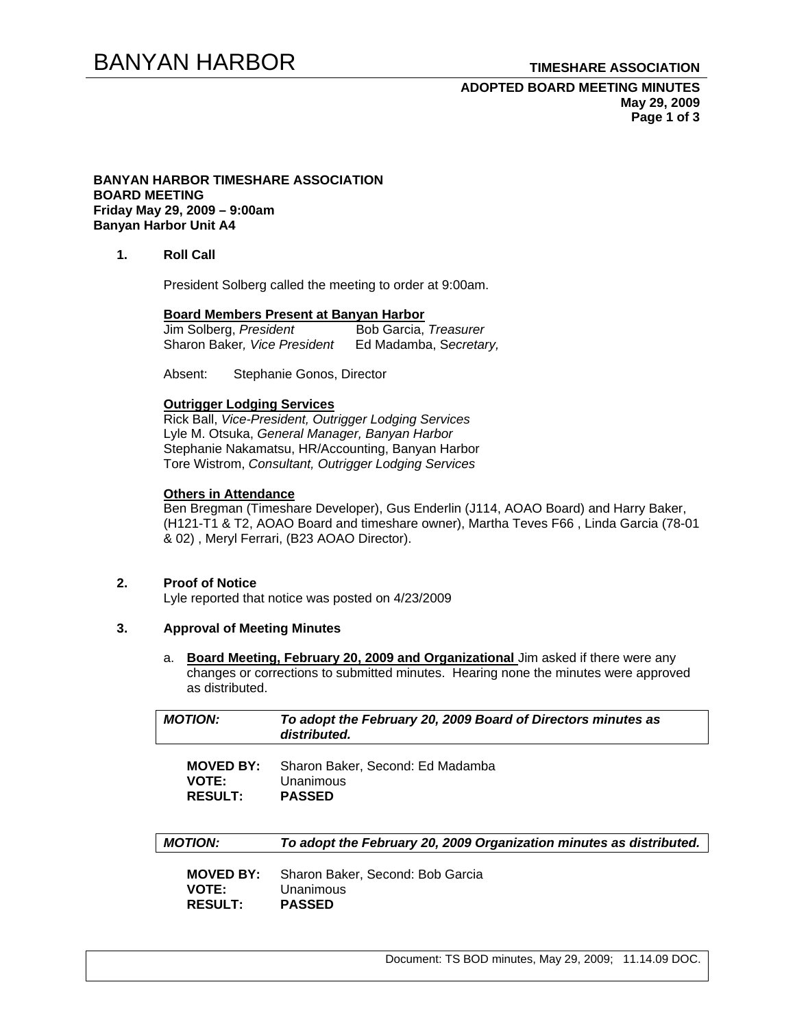**BANYAN HARBOR TIMESHARE ASSOCIATION**
**BOARD MEETING**
**Friday May 29, 2009 – 9:00am**
**Banyan Harbor Unit A4**

## 1. Roll Call

President Solberg called the meeting to order at 9:00am.

**Board Members Present at Banyan Harbor**

Jim Solberg, *President*
Bob Garcia, *Treasurer*
Sharon Baker, *Vice President*
Ed Madamba, S*ecretary,*

Absent: Stephanie Gonos, Director

**Outrigger Lodging Services**

Rick Ball, *Vice-President, Outrigger Lodging Services*
Lyle M. Otsuka, *General Manager, Banyan Harbor*
Stephanie Nakamatsu, HR/Accounting, Banyan Harbor
Tore Wistrom, *Consultant, Outrigger Lodging Services*

**Others in Attendance**

Ben Bregman (Timeshare Developer), Gus Enderlin (J114, AOAO Board) and Harry Baker, (H121-T1 & T2, AOAO Board and timeshare owner), Martha Teves F66 , Linda Garcia (78-01 & 02) , Meryl Ferrari, (B23 AOAO Director).

## 2. Proof of Notice

Lyle reported that notice was posted on 4/23/2009

## 3. Approval of Meeting Minutes

a. **Board Meeting, February 20, 2009 and Organizational** Jim asked if there were any changes or corrections to submitted minutes. Hearing none the minutes were approved as distributed.

***MOTION:*** ***To adopt the February 20, 2009 Board of Directors minutes as distributed.***

**MOVED BY:** Sharon Baker, Second: Ed Madamba
**VOTE:** Unanimous
**RESULT:** **PASSED**

***MOTION:*** ***To adopt the February 20, 2009 Organization minutes as distributed.***

**MOVED BY:** Sharon Baker, Second: Bob Garcia
**VOTE:** Unanimous
**RESULT:** **PASSED**

Document: TS BOD minutes, May 29, 2009; 11.14.09 DOC.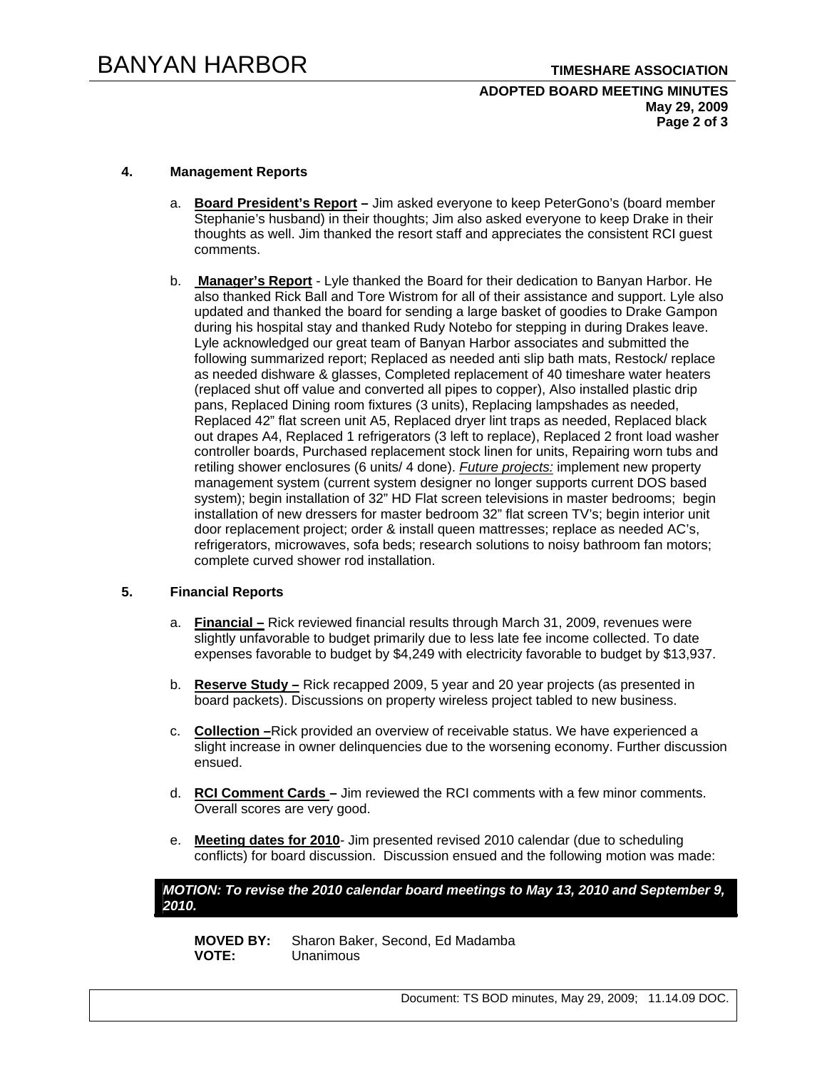## 4. Management Reports

a. **Board President's Report –** Jim asked everyone to keep PeterGono's (board member Stephanie's husband) in their thoughts; Jim also asked everyone to keep Drake in their thoughts as well. Jim thanked the resort staff and appreciates the consistent RCI guest comments.

b. **Manager's Report** - Lyle thanked the Board for their dedication to Banyan Harbor. He also thanked Rick Ball and Tore Wistrom for all of their assistance and support. Lyle also updated and thanked the board for sending a large basket of goodies to Drake Gampon during his hospital stay and thanked Rudy Notebo for stepping in during Drakes leave. Lyle acknowledged our great team of Banyan Harbor associates and submitted the following summarized report; Replaced as needed anti slip bath mats, Restock/ replace as needed dishware & glasses, Completed replacement of 40 timeshare water heaters (replaced shut off value and converted all pipes to copper), Also installed plastic drip pans, Replaced Dining room fixtures (3 units), Replacing lampshades as needed, Replaced 42" flat screen unit A5, Replaced dryer lint traps as needed, Replaced black out drapes A4, Replaced 1 refrigerators (3 left to replace), Replaced 2 front load washer controller boards, Purchased replacement stock linen for units, Repairing worn tubs and retiling shower enclosures (6 units/ 4 done). *Future projects:* implement new property management system (current system designer no longer supports current DOS based system); begin installation of 32" HD Flat screen televisions in master bedrooms; begin installation of new dressers for master bedroom 32" flat screen TV's; begin interior unit door replacement project; order & install queen mattresses; replace as needed AC's, refrigerators, microwaves, sofa beds; research solutions to noisy bathroom fan motors; complete curved shower rod installation.

## 5. Financial Reports

a. **Financial –** Rick reviewed financial results through March 31, 2009, revenues were slightly unfavorable to budget primarily due to less late fee income collected. To date expenses favorable to budget by $4,249 with electricity favorable to budget by $13,937.

b. **Reserve Study –** Rick recapped 2009, 5 year and 20 year projects (as presented in board packets). Discussions on property wireless project tabled to new business.

c. **Collection –**Rick provided an overview of receivable status. We have experienced a slight increase in owner delinquencies due to the worsening economy. Further discussion ensued.

d. **RCI Comment Cards –** Jim reviewed the RCI comments with a few minor comments. Overall scores are very good.

e. **Meeting dates for 2010**- Jim presented revised 2010 calendar (due to scheduling conflicts) for board discussion. Discussion ensued and the following motion was made:

***MOTION: To revise the 2010 calendar board meetings to May 13, 2010 and September 9, 2010.***

**MOVED BY:** Sharon Baker, Second, Ed Madamba
**VOTE:** Unanimous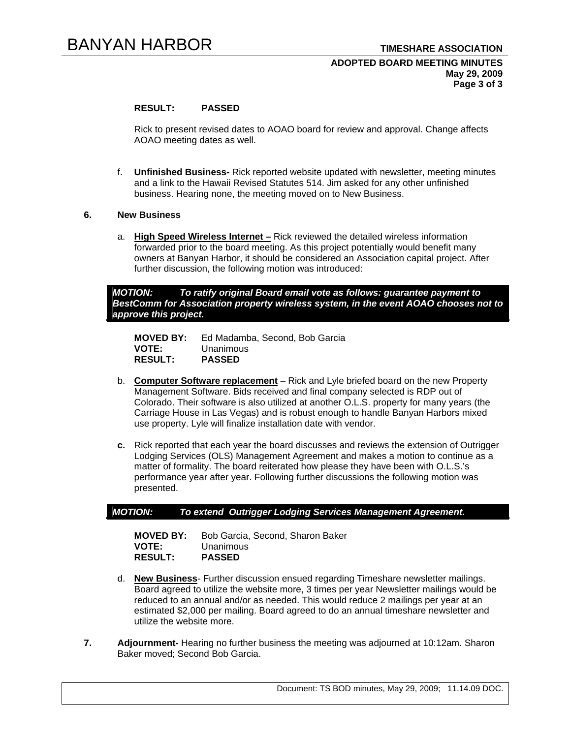**RESULT:** **PASSED**

Rick to present revised dates to AOAO board for review and approval. Change affects AOAO meeting dates as well.

f. **Unfinished Business-** Rick reported website updated with newsletter, meeting minutes and a link to the Hawaii Revised Statutes 514. Jim asked for any other unfinished business. Hearing none, the meeting moved on to New Business.

**6. New Business**

a. **High Speed Wireless Internet –** Rick reviewed the detailed wireless information forwarded prior to the board meeting. As this project potentially would benefit many owners at Banyan Harbor, it should be considered an Association capital project. After further discussion, the following motion was introduced:

***MOTION: To ratify original Board email vote as follows: guarantee payment to BestComm for Association property wireless system, in the event AOAO chooses not to approve this project.***

**MOVED BY:** Ed Madamba, Second, Bob Garcia
**VOTE:** Unanimous
**RESULT:** **PASSED**

b. **Computer Software replacement** – Rick and Lyle briefed board on the new Property Management Software. Bids received and final company selected is RDP out of Colorado. Their software is also utilized at another O.L.S. property for many years (the Carriage House in Las Vegas) and is robust enough to handle Banyan Harbors mixed use property. Lyle will finalize installation date with vendor.

**c.** Rick reported that each year the board discusses and reviews the extension of Outrigger Lodging Services (OLS) Management Agreement and makes a motion to continue as a matter of formality. The board reiterated how please they have been with O.L.S.'s performance year after year. Following further discussions the following motion was presented.

***MOTION: To extend Outrigger Lodging Services Management Agreement.***

**MOVED BY:** Bob Garcia, Second, Sharon Baker
**VOTE:** Unanimous
**RESULT:** **PASSED**

d. **New Business**- Further discussion ensued regarding Timeshare newsletter mailings. Board agreed to utilize the website more, 3 times per year Newsletter mailings would be reduced to an annual and/or as needed. This would reduce 2 mailings per year at an estimated $2,000 per mailing. Board agreed to do an annual timeshare newsletter and utilize the website more.

**7. Adjournment-** Hearing no further business the meeting was adjourned at 10:12am. Sharon Baker moved; Second Bob Garcia.